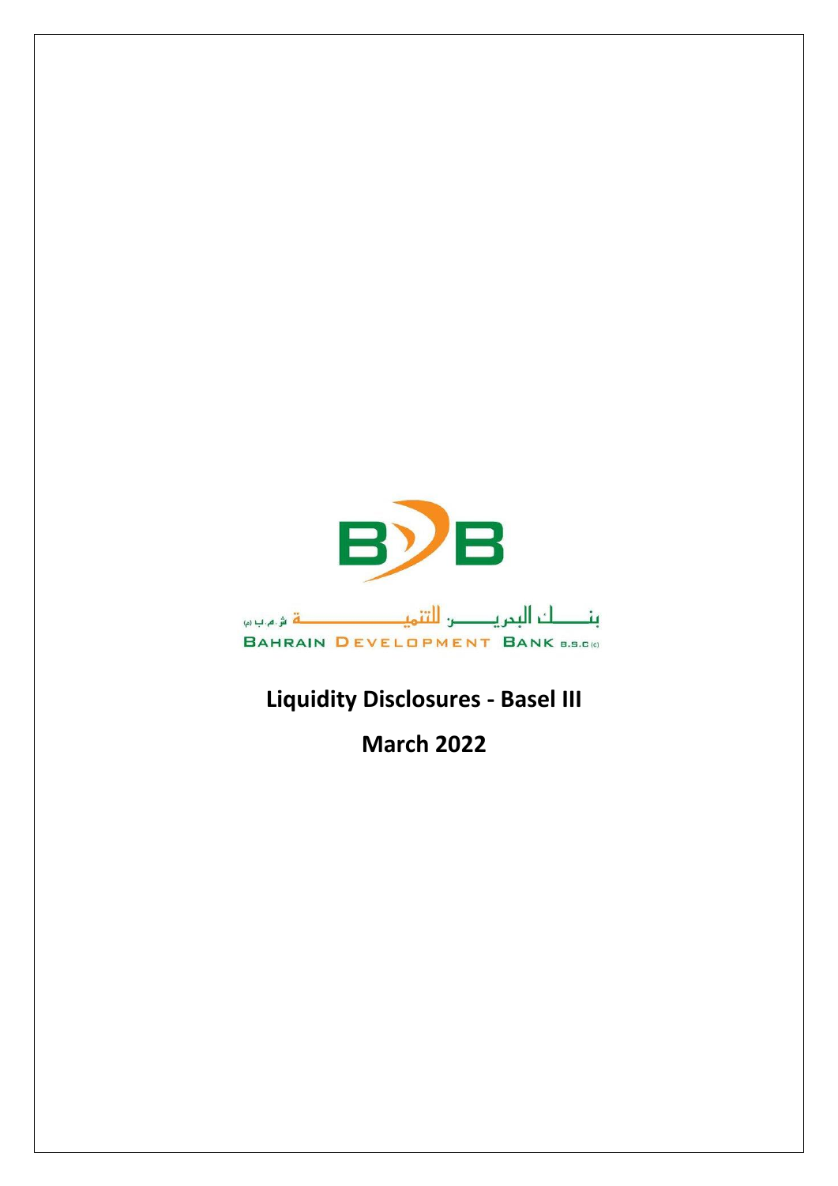BDB

بنـــــك البحريـــــن للتنميـــــــــــــــــة ش.م.ب (م)

BAHRAIN DEVELOPMENT BANK B.S.C (c)

# Liquidity Disclosures - Basel III

# March 2022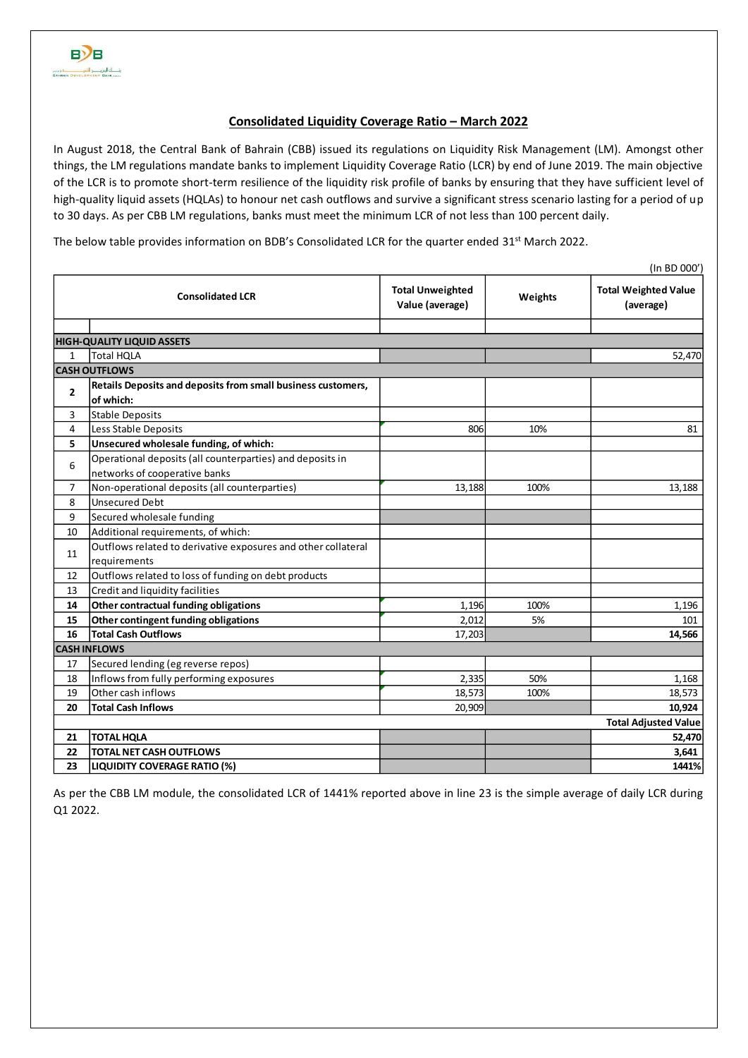## Consolidated Liquidity Coverage Ratio – March 2022

In August 2018, the Central Bank of Bahrain (CBB) issued its regulations on Liquidity Risk Management (LM). Amongst other things, the LM regulations mandate banks to implement Liquidity Coverage Ratio (LCR) by end of June 2019. The main objective of the LCR is to promote short-term resilience of the liquidity risk profile of banks by ensuring that they have sufficient level of high-quality liquid assets (HQLAs) to honour net cash outflows and survive a significant stress scenario lasting for a period of up to 30 days. As per CBB LM regulations, banks must meet the minimum LCR of not less than 100 percent daily.

The below table provides information on BDB's Consolidated LCR for the quarter ended 31st March 2022.

(In BD 000')

| | Consolidated LCR | Total Unweighted Value (average) | Weights | Total Weighted Value (average) |
|---|---|---|---|---|
| | | | | |
| **HIGH-QUALITY LIQUID ASSETS** | | | | |
| 1 | Total HQLA | | | 52,470 |
| **CASH OUTFLOWS** | | | | |
| **2** | **Retails Deposits and deposits from small business customers, of which:** | | | |
| 3 | Stable Deposits | | | |
| 4 | Less Stable Deposits | 806 | 10% | 81 |
| **5** | **Unsecured wholesale funding, of which:** | | | |
| 6 | Operational deposits (all counterparties) and deposits in networks of cooperative banks | | | |
| 7 | Non-operational deposits (all counterparties) | 13,188 | 100% | 13,188 |
| 8 | Unsecured Debt | | | |
| 9 | Secured wholesale funding | | | |
| 10 | Additional requirements, of which: | | | |
| 11 | Outflows related to derivative exposures and other collateral requirements | | | |
| 12 | Outflows related to loss of funding on debt products | | | |
| 13 | Credit and liquidity facilities | | | |
| **14** | **Other contractual funding obligations** | 1,196 | 100% | 1,196 |
| **15** | **Other contingent funding obligations** | 2,012 | 5% | 101 |
| **16** | **Total Cash Outflows** | 17,203 | | **14,566** |
| **CASH INFLOWS** | | | | |
| 17 | Secured lending (eg reverse repos) | | | |
| 18 | Inflows from fully performing exposures | 2,335 | 50% | 1,168 |
| 19 | Other cash inflows | 18,573 | 100% | 18,573 |
| **20** | **Total Cash Inflows** | 20,909 | | 10,924 |
| | | | | **Total Adjusted Value** |
| **21** | **TOTAL HQLA** | | | **52,470** |
| **22** | **TOTAL NET CASH OUTFLOWS** | | | **3,641** |
| **23** | **LIQUIDITY COVERAGE RATIO (%)** | | | **1441%** |

As per the CBB LM module, the consolidated LCR of 1441% reported above in line 23 is the simple average of daily LCR during Q1 2022.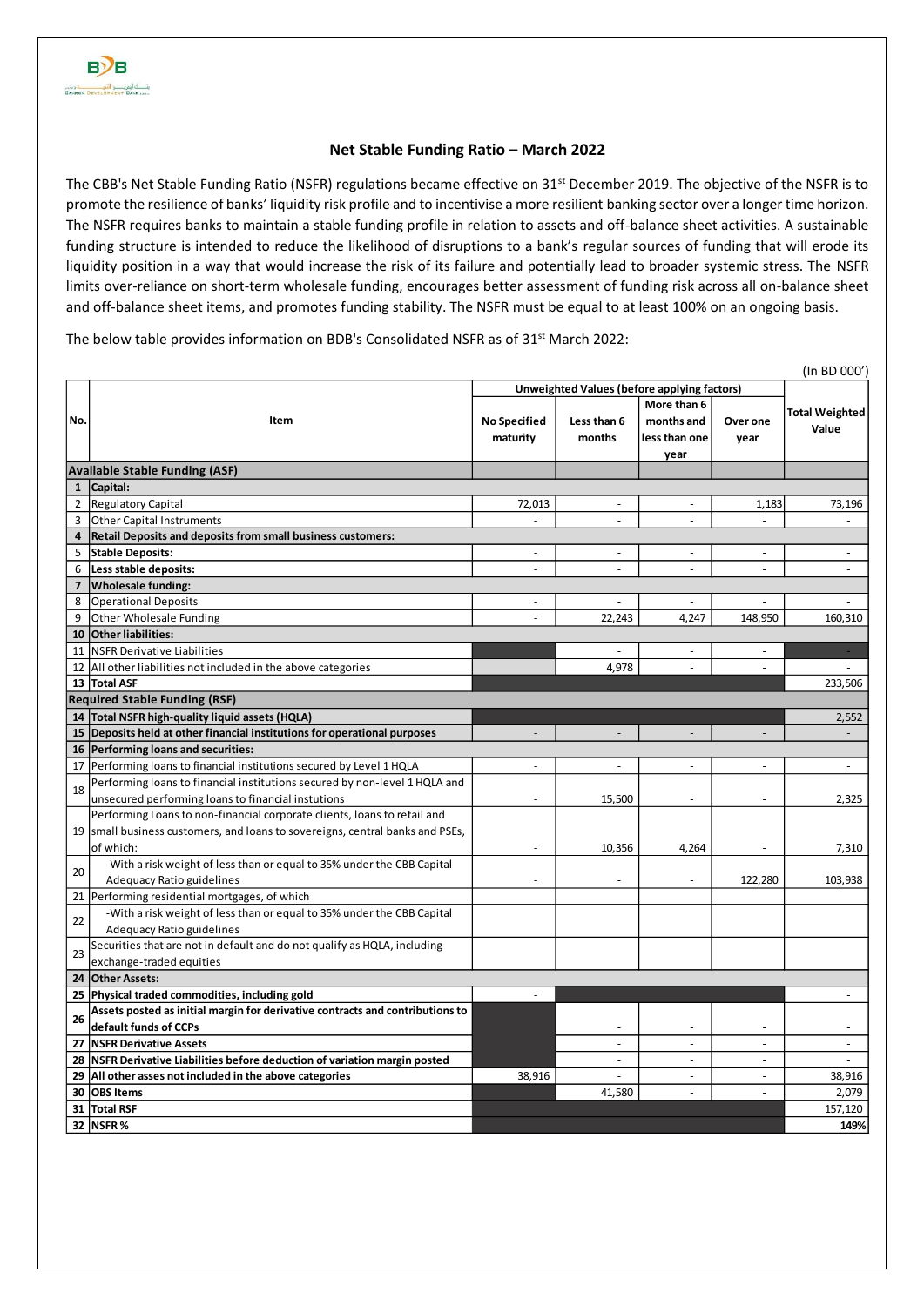## Net Stable Funding Ratio – March 2022

The CBB's Net Stable Funding Ratio (NSFR) regulations became effective on 31st December 2019. The objective of the NSFR is to promote the resilience of banks' liquidity risk profile and to incentivise a more resilient banking sector over a longer time horizon. The NSFR requires banks to maintain a stable funding profile in relation to assets and off-balance sheet activities. A sustainable funding structure is intended to reduce the likelihood of disruptions to a bank's regular sources of funding that will erode its liquidity position in a way that would increase the risk of its failure and potentially lead to broader systemic stress. The NSFR limits over-reliance on short-term wholesale funding, encourages better assessment of funding risk across all on-balance sheet and off-balance sheet items, and promotes funding stability. The NSFR must be equal to at least 100% on an ongoing basis.

The below table provides information on BDB's Consolidated NSFR as of 31st March 2022:

(In BD 000')

| No. | Item | Unweighted Values (before applying factors) | | | | Total Weighted Value |
|---|---|---|---|---|---|---|
| | | No Specified maturity | Less than 6 months | More than 6 months and less than one year | Over one year | |
| **Available Stable Funding (ASF)** | | | | | | |
| 1 | **Capital:** | | | | | |
| 2 | Regulatory Capital | 72,013 | - | - | 1,183 | 73,196 |
| 3 | Other Capital Instruments | - | - | - | - | - |
| 4 | **Retail Deposits and deposits from small business customers:** | | | | | |
| 5 | **Stable Deposits:** | - | - | - | - | - |
| 6 | **Less stable deposits:** | - | - | - | - | - |
| 7 | **Wholesale funding:** | | | | | |
| 8 | Operational Deposits | - | - | - | - | - |
| 9 | Other Wholesale Funding | - | 22,243 | 4,247 | 148,950 | 160,310 |
| 10 | **Other liabilities:** | | | | | |
| 11 | NSFR Derivative Liabilities | | - | - | - | |
| 12 | All other liabilities not included in the above categories | | 4,978 | - | - | - |
| 13 | **Total ASF** | | | | | 233,506 |
| **Required Stable Funding (RSF)** | | | | | | |
| 14 | **Total NSFR high-quality liquid assets (HQLA)** | | | | | 2,552 |
| 15 | **Deposits held at other financial institutions for operational purposes** | - | - | - | - | - |
| 16 | **Performing loans and securities:** | | | | | |
| 17 | Performing loans to financial institutions secured by Level 1 HQLA | - | - | - | - | - |
| 18 | Performing loans to financial institutions secured by non-level 1 HQLA and unsecured performing loans to financial instutions | - | 15,500 | - | - | 2,325 |
| 19 | Performing Loans to non-financial corporate clients, loans to retail and small business customers, and loans to sovereigns, central banks and PSEs, of which: | - | 10,356 | 4,264 | - | 7,310 |
| 20 | -With a risk weight of less than or equal to 35% under the CBB Capital Adequacy Ratio guidelines | - | - | - | 122,280 | 103,938 |
| 21 | Performing residential mortgages, of which | | | | | |
| 22 | -With a risk weight of less than or equal to 35% under the CBB Capital Adequacy Ratio guidelines | | | | | |
| 23 | Securities that are not in default and do not qualify as HQLA, including exchange-traded equities | | | | | |
| 24 | **Other Assets:** | | | | | |
| 25 | **Physical traded commodities, including gold** | - | | | | - |
| 26 | **Assets posted as initial margin for derivative contracts and contributions to default funds of CCPs** | | - | - | - | - |
| 27 | **NSFR Derivative Assets** | | - | - | - | - |
| 28 | **NSFR Derivative Liabilities before deduction of variation margin posted** | | - | - | - | - |
| 29 | **All other asses not included in the above categories** | 38,916 | - | - | - | 38,916 |
| 30 | **OBS Items** | | 41,580 | - | - | 2,079 |
| 31 | **Total RSF** | | | | | 157,120 |
| 32 | **NSFR %** | | | | | **149%** |